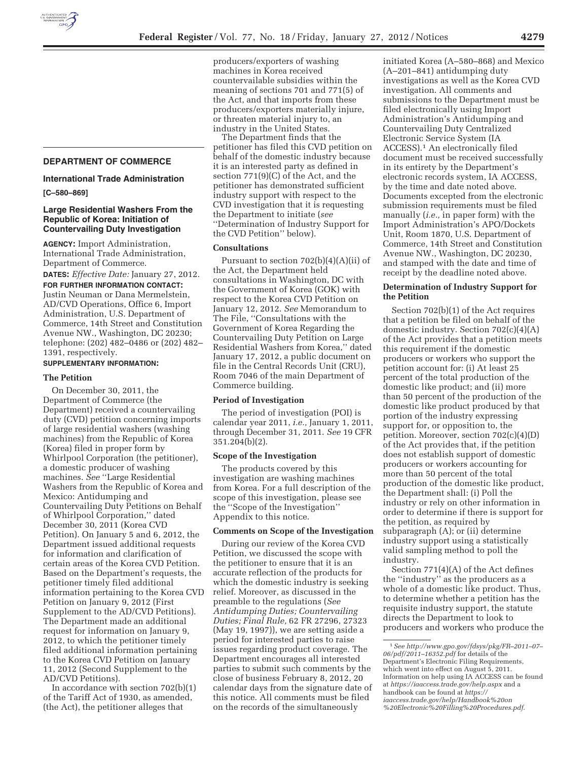## DEPARTMENT OF COMMERCE

### International Trade Administration

**[C–580–869]**

### Large Residential Washers From the Republic of Korea: Initiation of Countervailing Duty Investigation

**AGENCY:** Import Administration, International Trade Administration, Department of Commerce.

**DATES:** *Effective Date:* January 27, 2012.

**FOR FURTHER INFORMATION CONTACT:** Justin Neuman or Dana Mermelstein, AD/CVD Operations, Office 6, Import Administration, U.S. Department of Commerce, 14th Street and Constitution Avenue NW., Washington, DC 20230; telephone: (202) 482–0486 or (202) 482–1391, respectively.

**SUPPLEMENTARY INFORMATION:**

#### The Petition

On December 30, 2011, the Department of Commerce (the Department) received a countervailing duty (CVD) petition concerning imports of large residential washers (washing machines) from the Republic of Korea (Korea) filed in proper form by Whirlpool Corporation (the petitioner), a domestic producer of washing machines. *See* ''Large Residential Washers from the Republic of Korea and Mexico: Antidumping and Countervailing Duty Petitions on Behalf of Whirlpool Corporation,'' dated December 30, 2011 (Korea CVD Petition). On January 5 and 6, 2012, the Department issued additional requests for information and clarification of certain areas of the Korea CVD Petition. Based on the Department's requests, the petitioner timely filed additional information pertaining to the Korea CVD Petition on January 9, 2012 (First Supplement to the AD/CVD Petitions). The Department made an additional request for information on January 9, 2012, to which the petitioner timely filed additional information pertaining to the Korea CVD Petition on January 11, 2012 (Second Supplement to the AD/CVD Petitions).

In accordance with section 702(b)(1) of the Tariff Act of 1930, as amended, (the Act), the petitioner alleges that producers/exporters of washing machines in Korea received countervailable subsidies within the meaning of sections 701 and 771(5) of the Act, and that imports from these producers/exporters materially injure, or threaten material injury to, an industry in the United States.

The Department finds that the petitioner has filed this CVD petition on behalf of the domestic industry because it is an interested party as defined in section 771(9)(C) of the Act, and the petitioner has demonstrated sufficient industry support with respect to the CVD investigation that it is requesting the Department to initiate (*see* ''Determination of Industry Support for the CVD Petition'' below).

#### Consultations

Pursuant to section 702(b)(4)(A)(ii) of the Act, the Department held consultations in Washington, DC with the Government of Korea (GOK) with respect to the Korea CVD Petition on January 12, 2012. *See* Memorandum to The File, ''Consultations with the Government of Korea Regarding the Countervailing Duty Petition on Large Residential Washers from Korea,'' dated January 17, 2012, a public document on file in the Central Records Unit (CRU), Room 7046 of the main Department of Commerce building.

#### Period of Investigation

The period of investigation (POI) is calendar year 2011, *i.e.,* January 1, 2011, through December 31, 2011. *See* 19 CFR 351.204(b)(2).

#### Scope of the Investigation

The products covered by this investigation are washing machines from Korea. For a full description of the scope of this investigation, please see the ''Scope of the Investigation'' Appendix to this notice.

#### Comments on Scope of the Investigation

During our review of the Korea CVD Petition, we discussed the scope with the petitioner to ensure that it is an accurate reflection of the products for which the domestic industry is seeking relief. Moreover, as discussed in the preamble to the regulations (*See Antidumping Duties; Countervailing Duties; Final Rule,* 62 FR 27296, 27323 (May 19, 1997)), we are setting aside a period for interested parties to raise issues regarding product coverage. The Department encourages all interested parties to submit such comments by the close of business February 8, 2012, 20 calendar days from the signature date of this notice. All comments must be filed on the records of the simultaneously initiated Korea (A–580–868) and Mexico (A–201–841) antidumping duty investigations as well as the Korea CVD investigation. All comments and submissions to the Department must be filed electronically using Import Administration's Antidumping and Countervailing Duty Centralized Electronic Service System (IA ACCESS).[1] An electronically filed document must be received successfully in its entirety by the Department's electronic records system, IA ACCESS, by the time and date noted above. Documents excepted from the electronic submission requirements must be filed manually (*i.e.,* in paper form) with the Import Administration's APO/Dockets Unit, Room 1870, U.S. Department of Commerce, 14th Street and Constitution Avenue NW., Washington, DC 20230, and stamped with the date and time of receipt by the deadline noted above.

#### Determination of Industry Support for the Petition

Section 702(b)(1) of the Act requires that a petition be filed on behalf of the domestic industry. Section 702(c)(4)(A) of the Act provides that a petition meets this requirement if the domestic producers or workers who support the petition account for: (i) At least 25 percent of the total production of the domestic like product; and (ii) more than 50 percent of the production of the domestic like product produced by that portion of the industry expressing support for, or opposition to, the petition. Moreover, section 702(c)(4)(D) of the Act provides that, if the petition does not establish support of domestic producers or workers accounting for more than 50 percent of the total production of the domestic like product, the Department shall: (i) Poll the industry or rely on other information in order to determine if there is support for the petition, as required by subparagraph (A); or (ii) determine industry support using a statistically valid sampling method to poll the industry.

Section 771(4)(A) of the Act defines the ''industry'' as the producers as a whole of a domestic like product. Thus, to determine whether a petition has the requisite industry support, the statute directs the Department to look to producers and workers who produce the

---

[1] *See http://www.gpo.gov/fdsys/pkg/FR–2011–07–06/pdf/2011–16352.pdf* for details of the Department's Electronic Filing Requirements, which went into effect on August 5, 2011. Information on help using IA ACCESS can be found at *https://iaaccess.trade.gov/help.aspx* and a handbook can be found at *https://iaaccess.trade.gov/help/Handbook%20on%20Electronic%20Filling%20Procedures.pdf.*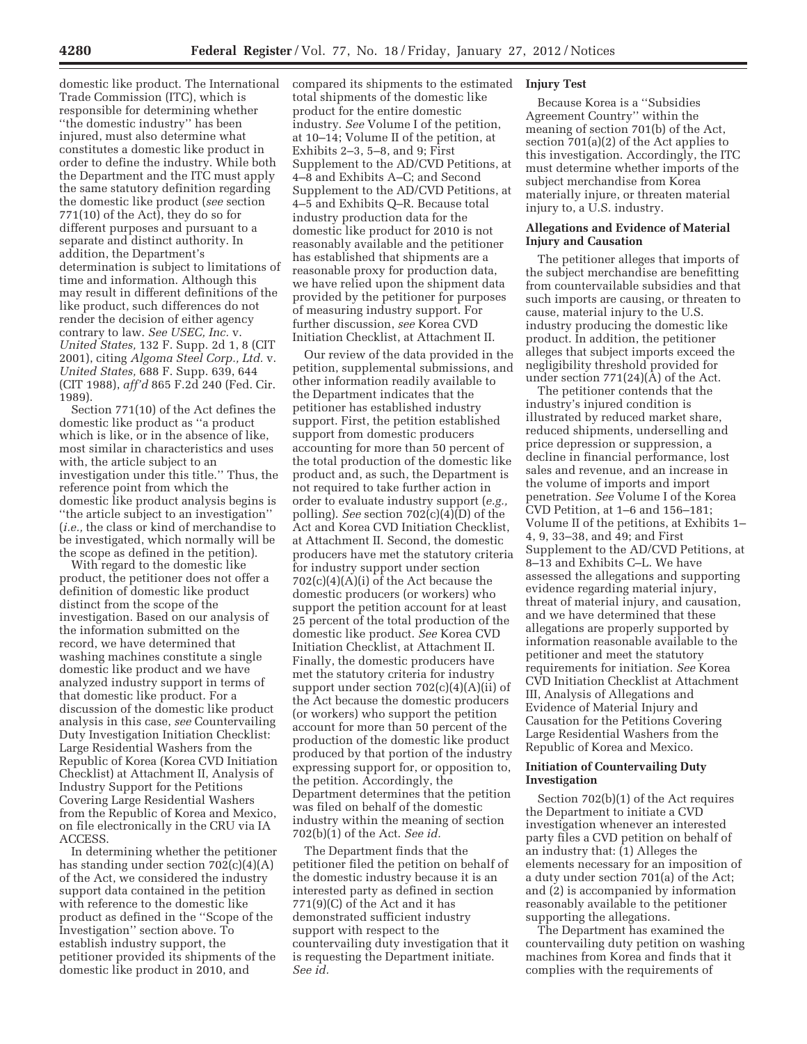domestic like product. The International Trade Commission (ITC), which is responsible for determining whether "the domestic industry" has been injured, must also determine what constitutes a domestic like product in order to define the industry. While both the Department and the ITC must apply the same statutory definition regarding the domestic like product (*see* section 771(10) of the Act), they do so for different purposes and pursuant to a separate and distinct authority. In addition, the Department's determination is subject to limitations of time and information. Although this may result in different definitions of the like product, such differences do not render the decision of either agency contrary to law. *See USEC, Inc.* v. *United States,* 132 F. Supp. 2d 1, 8 (CIT 2001), citing *Algoma Steel Corp., Ltd.* v. *United States,* 688 F. Supp. 639, 644 (CIT 1988), *aff'd* 865 F.2d 240 (Fed. Cir. 1989).

Section 771(10) of the Act defines the domestic like product as "a product which is like, or in the absence of like, most similar in characteristics and uses with, the article subject to an investigation under this title." Thus, the reference point from which the domestic like product analysis begins is "the article subject to an investigation" (*i.e.,* the class or kind of merchandise to be investigated, which normally will be the scope as defined in the petition).

With regard to the domestic like product, the petitioner does not offer a definition of domestic like product distinct from the scope of the investigation. Based on our analysis of the information submitted on the record, we have determined that washing machines constitute a single domestic like product and we have analyzed industry support in terms of that domestic like product. For a discussion of the domestic like product analysis in this case, *see* Countervailing Duty Investigation Initiation Checklist: Large Residential Washers from the Republic of Korea (Korea CVD Initiation Checklist) at Attachment II, Analysis of Industry Support for the Petitions Covering Large Residential Washers from the Republic of Korea and Mexico, on file electronically in the CRU via IA ACCESS.

In determining whether the petitioner has standing under section 702(c)(4)(A) of the Act, we considered the industry support data contained in the petition with reference to the domestic like product as defined in the "Scope of the Investigation" section above. To establish industry support, the petitioner provided its shipments of the domestic like product in 2010, and compared its shipments to the estimated total shipments of the domestic like product for the entire domestic industry. *See* Volume I of the petition, at 10–14; Volume II of the petition, at Exhibits 2–3, 5–8, and 9; First Supplement to the AD/CVD Petitions, at 4–8 and Exhibits A–C; and Second Supplement to the AD/CVD Petitions, at 4–5 and Exhibits Q–R. Because total industry production data for the domestic like product for 2010 is not reasonably available and the petitioner has established that shipments are a reasonable proxy for production data, we have relied upon the shipment data provided by the petitioner for purposes of measuring industry support. For further discussion, *see* Korea CVD Initiation Checklist, at Attachment II.

Our review of the data provided in the petition, supplemental submissions, and other information readily available to the Department indicates that the petitioner has established industry support. First, the petition established support from domestic producers accounting for more than 50 percent of the total production of the domestic like product and, as such, the Department is not required to take further action in order to evaluate industry support (*e.g.,* polling). *See* section 702(c)(4)(D) of the Act and Korea CVD Initiation Checklist, at Attachment II. Second, the domestic producers have met the statutory criteria for industry support under section 702(c)(4)(A)(i) of the Act because the domestic producers (or workers) who support the petition account for at least 25 percent of the total production of the domestic like product. *See* Korea CVD Initiation Checklist, at Attachment II. Finally, the domestic producers have met the statutory criteria for industry support under section 702(c)(4)(A)(ii) of the Act because the domestic producers (or workers) who support the petition account for more than 50 percent of the production of the domestic like product produced by that portion of the industry expressing support for, or opposition to, the petition. Accordingly, the Department determines that the petition was filed on behalf of the domestic industry within the meaning of section 702(b)(1) of the Act. *See id.*

The Department finds that the petitioner filed the petition on behalf of the domestic industry because it is an interested party as defined in section 771(9)(C) of the Act and it has demonstrated sufficient industry support with respect to the countervailing duty investigation that it is requesting the Department initiate. *See id.*

## Injury Test

Because Korea is a "Subsidies Agreement Country" within the meaning of section 701(b) of the Act, section 701(a)(2) of the Act applies to this investigation. Accordingly, the ITC must determine whether imports of the subject merchandise from Korea materially injure, or threaten material injury to, a U.S. industry.

## Allegations and Evidence of Material Injury and Causation

The petitioner alleges that imports of the subject merchandise are benefitting from countervailable subsidies and that such imports are causing, or threaten to cause, material injury to the U.S. industry producing the domestic like product. In addition, the petitioner alleges that subject imports exceed the negligibility threshold provided for under section 771(24)(A) of the Act.

The petitioner contends that the industry's injured condition is illustrated by reduced market share, reduced shipments, underselling and price depression or suppression, a decline in financial performance, lost sales and revenue, and an increase in the volume of imports and import penetration. *See* Volume I of the Korea CVD Petition, at 1–6 and 156–181; Volume II of the petitions, at Exhibits 1–4, 9, 33–38, and 49; and First Supplement to the AD/CVD Petitions, at 8–13 and Exhibits C–L. We have assessed the allegations and supporting evidence regarding material injury, threat of material injury, and causation, and we have determined that these allegations are properly supported by information reasonable available to the petitioner and meet the statutory requirements for initiation. *See* Korea CVD Initiation Checklist at Attachment III, Analysis of Allegations and Evidence of Material Injury and Causation for the Petitions Covering Large Residential Washers from the Republic of Korea and Mexico.

## Initiation of Countervailing Duty Investigation

Section 702(b)(1) of the Act requires the Department to initiate a CVD investigation whenever an interested party files a CVD petition on behalf of an industry that: (1) Alleges the elements necessary for an imposition of a duty under section 701(a) of the Act; and (2) is accompanied by information reasonably available to the petitioner supporting the allegations.

The Department has examined the countervailing duty petition on washing machines from Korea and finds that it complies with the requirements of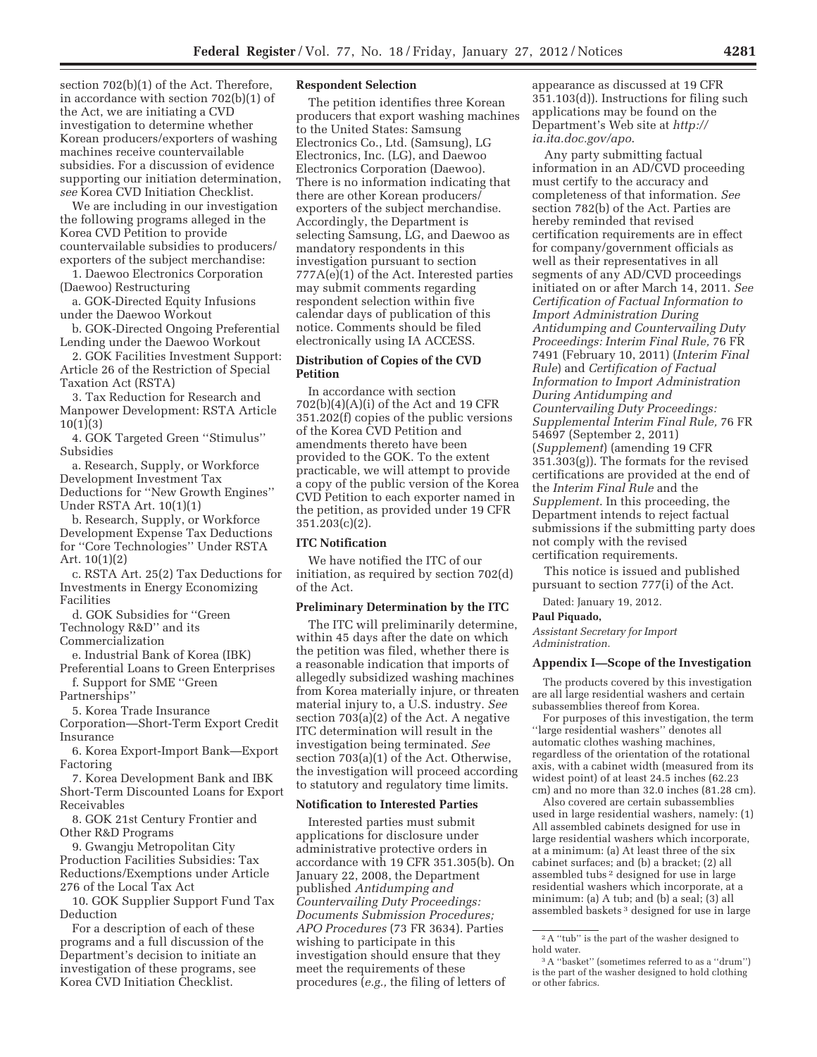section 702(b)(1) of the Act. Therefore, in accordance with section 702(b)(1) of the Act, we are initiating a CVD investigation to determine whether Korean producers/exporters of washing machines receive countervailable subsidies. For a discussion of evidence supporting our initiation determination, *see* Korea CVD Initiation Checklist.

We are including in our investigation the following programs alleged in the Korea CVD Petition to provide countervailable subsidies to producers/exporters of the subject merchandise:

1. Daewoo Electronics Corporation (Daewoo) Restructuring

a. GOK-Directed Equity Infusions under the Daewoo Workout

b. GOK-Directed Ongoing Preferential Lending under the Daewoo Workout

2. GOK Facilities Investment Support: Article 26 of the Restriction of Special Taxation Act (RSTA)

3. Tax Reduction for Research and Manpower Development: RSTA Article 10(1)(3)

4. GOK Targeted Green ''Stimulus'' Subsidies

a. Research, Supply, or Workforce Development Investment Tax Deductions for ''New Growth Engines'' Under RSTA Art. 10(1)(1)

b. Research, Supply, or Workforce Development Expense Tax Deductions for ''Core Technologies'' Under RSTA Art. 10(1)(2)

c. RSTA Art. 25(2) Tax Deductions for Investments in Energy Economizing Facilities

d. GOK Subsidies for ''Green Technology R&D'' and its Commercialization

e. Industrial Bank of Korea (IBK) Preferential Loans to Green Enterprises

f. Support for SME ''Green Partnerships''

5. Korea Trade Insurance Corporation—Short-Term Export Credit Insurance

6. Korea Export-Import Bank—Export Factoring

7. Korea Development Bank and IBK Short-Term Discounted Loans for Export Receivables

8. GOK 21st Century Frontier and Other R&D Programs

9. Gwangju Metropolitan City Production Facilities Subsidies: Tax Reductions/Exemptions under Article 276 of the Local Tax Act

10. GOK Supplier Support Fund Tax Deduction

For a description of each of these programs and a full discussion of the Department's decision to initiate an investigation of these programs, see Korea CVD Initiation Checklist.

### Respondent Selection

The petition identifies three Korean producers that export washing machines to the United States: Samsung Electronics Co., Ltd. (Samsung), LG Electronics, Inc. (LG), and Daewoo Electronics Corporation (Daewoo). There is no information indicating that there are other Korean producers/exporters of the subject merchandise. Accordingly, the Department is selecting Samsung, LG, and Daewoo as mandatory respondents in this investigation pursuant to section 777A(e)(1) of the Act. Interested parties may submit comments regarding respondent selection within five calendar days of publication of this notice. Comments should be filed electronically using IA ACCESS.

### Distribution of Copies of the CVD Petition

In accordance with section 702(b)(4)(A)(i) of the Act and 19 CFR 351.202(f) copies of the public versions of the Korea CVD Petition and amendments thereto have been provided to the GOK. To the extent practicable, we will attempt to provide a copy of the public version of the Korea CVD Petition to each exporter named in the petition, as provided under 19 CFR 351.203(c)(2).

### ITC Notification

We have notified the ITC of our initiation, as required by section 702(d) of the Act.

### Preliminary Determination by the ITC

The ITC will preliminarily determine, within 45 days after the date on which the petition was filed, whether there is a reasonable indication that imports of allegedly subsidized washing machines from Korea materially injure, or threaten material injury to, a U.S. industry. *See* section 703(a)(2) of the Act. A negative ITC determination will result in the investigation being terminated. *See* section 703(a)(1) of the Act. Otherwise, the investigation will proceed according to statutory and regulatory time limits.

### Notification to Interested Parties

Interested parties must submit applications for disclosure under administrative protective orders in accordance with 19 CFR 351.305(b). On January 22, 2008, the Department published *Antidumping and Countervailing Duty Proceedings: Documents Submission Procedures; APO Procedures* (73 FR 3634). Parties wishing to participate in this investigation should ensure that they meet the requirements of these procedures (*e.g.,* the filing of letters of appearance as discussed at 19 CFR 351.103(d)). Instructions for filing such applications may be found on the Department's Web site at *http://ia.ita.doc.gov/apo*.

Any party submitting factual information in an AD/CVD proceeding must certify to the accuracy and completeness of that information. *See* section 782(b) of the Act. Parties are hereby reminded that revised certification requirements are in effect for company/government officials as well as their representatives in all segments of any AD/CVD proceedings initiated on or after March 14, 2011. *See Certification of Factual Information to Import Administration During Antidumping and Countervailing Duty Proceedings: Interim Final Rule,* 76 FR 7491 (February 10, 2011) (*Interim Final Rule*) and *Certification of Factual Information to Import Administration During Antidumping and Countervailing Duty Proceedings: Supplemental Interim Final Rule,* 76 FR 54697 (September 2, 2011) (*Supplement*) (amending 19 CFR 351.303(g)). The formats for the revised certifications are provided at the end of the *Interim Final Rule* and the *Supplement*. In this proceeding, the Department intends to reject factual submissions if the submitting party does not comply with the revised certification requirements.

This notice is issued and published pursuant to section 777(i) of the Act.

Dated: January 19, 2012.

**Paul Piquado,**

*Assistant Secretary for Import Administration.*

### Appendix I—Scope of the Investigation

The products covered by this investigation are all large residential washers and certain subassemblies thereof from Korea.

For purposes of this investigation, the term ''large residential washers'' denotes all automatic clothes washing machines, regardless of the orientation of the rotational axis, with a cabinet width (measured from its widest point) of at least 24.5 inches (62.23 cm) and no more than 32.0 inches (81.28 cm).

Also covered are certain subassemblies used in large residential washers, namely: (1) All assembled cabinets designed for use in large residential washers which incorporate, at a minimum: (a) At least three of the six cabinet surfaces; and (b) a bracket; (2) all assembled tubs[2] designed for use in large residential washers which incorporate, at a minimum: (a) A tub; and (b) a seal; (3) all assembled baskets[3] designed for use in large

[2] A ''tub'' is the part of the washer designed to hold water.

[3] A ''basket'' (sometimes referred to as a ''drum'') is the part of the washer designed to hold clothing or other fabrics.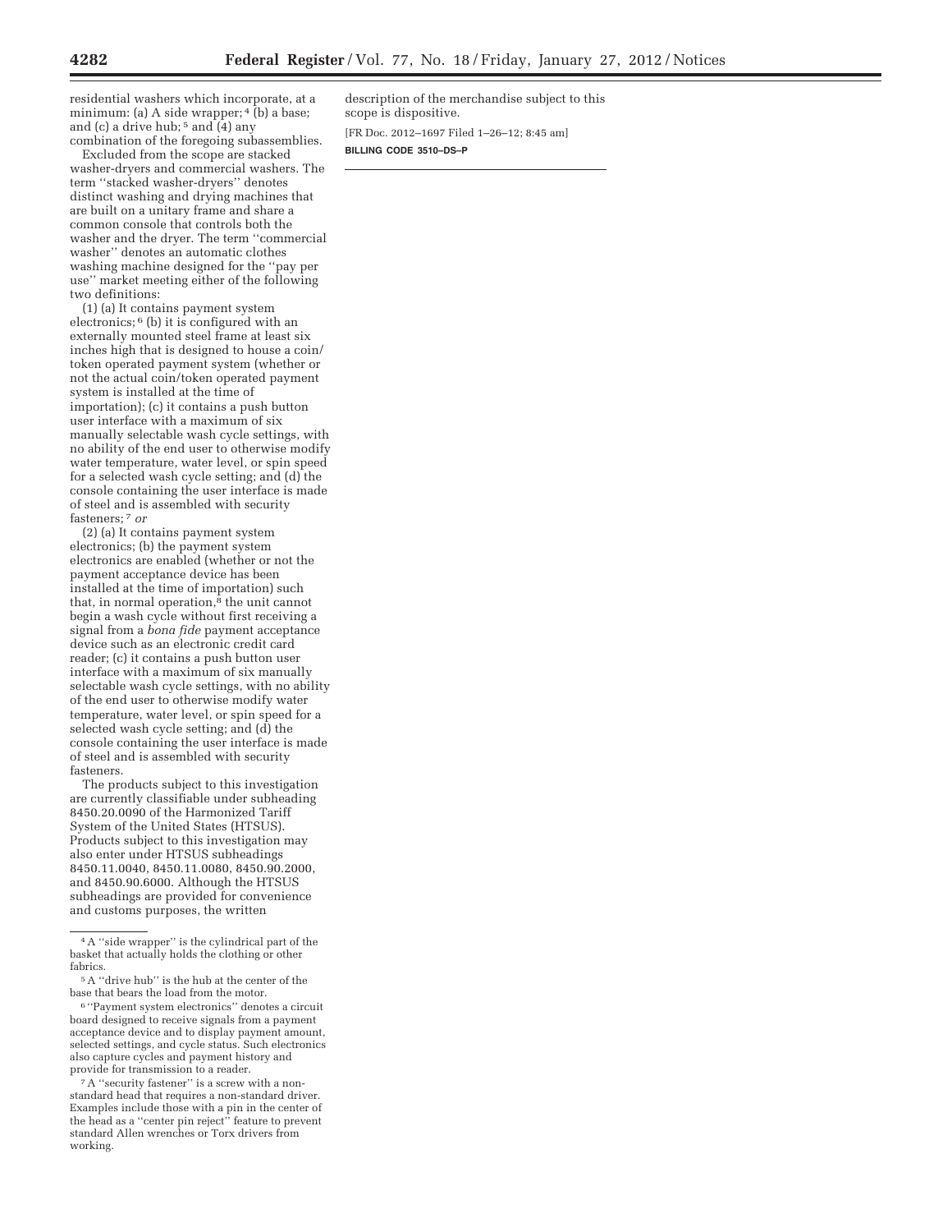residential washers which incorporate, at a minimum: (a) A side wrapper;[4] (b) a base; and (c) a drive hub;[5] and (4) any combination of the foregoing subassemblies.

Excluded from the scope are stacked washer-dryers and commercial washers. The term ''stacked washer-dryers'' denotes distinct washing and drying machines that are built on a unitary frame and share a common console that controls both the washer and the dryer. The term ''commercial washer'' denotes an automatic clothes washing machine designed for the ''pay per use'' market meeting either of the following two definitions:

(1) (a) It contains payment system electronics;[6] (b) it is configured with an externally mounted steel frame at least six inches high that is designed to house a coin/token operated payment system (whether or not the actual coin/token operated payment system is installed at the time of importation); (c) it contains a push button user interface with a maximum of six manually selectable wash cycle settings, with no ability of the end user to otherwise modify water temperature, water level, or spin speed for a selected wash cycle setting; and (d) the console containing the user interface is made of steel and is assembled with security fasteners;[7] *or*

(2) (a) It contains payment system electronics; (b) the payment system electronics are enabled (whether or not the payment acceptance device has been installed at the time of importation) such that, in normal operation,[8] the unit cannot begin a wash cycle without first receiving a signal from a *bona fide* payment acceptance device such as an electronic credit card reader; (c) it contains a push button user interface with a maximum of six manually selectable wash cycle settings, with no ability of the end user to otherwise modify water temperature, water level, or spin speed for a selected wash cycle setting; and (d) the console containing the user interface is made of steel and is assembled with security fasteners.

The products subject to this investigation are currently classifiable under subheading 8450.20.0090 of the Harmonized Tariff System of the United States (HTSUS). Products subject to this investigation may also enter under HTSUS subheadings 8450.11.0040, 8450.11.0080, 8450.90.2000, and 8450.90.6000. Although the HTSUS subheadings are provided for convenience and customs purposes, the written description of the merchandise subject to this scope is dispositive.

[FR Doc. 2012–1697 Filed 1–26–12; 8:45 am]

**BILLING CODE 3510–DS–P**

---

[4] A ''side wrapper'' is the cylindrical part of the basket that actually holds the clothing or other fabrics.

[5] A ''drive hub'' is the hub at the center of the base that bears the load from the motor.

[6] ''Payment system electronics'' denotes a circuit board designed to receive signals from a payment acceptance device and to display payment amount, selected settings, and cycle status. Such electronics also capture cycles and payment history and provide for transmission to a reader.

[7] A ''security fastener'' is a screw with a non-standard head that requires a non-standard driver. Examples include those with a pin in the center of the head as a ''center pin reject'' feature to prevent standard Allen wrenches or Torx drivers from working.